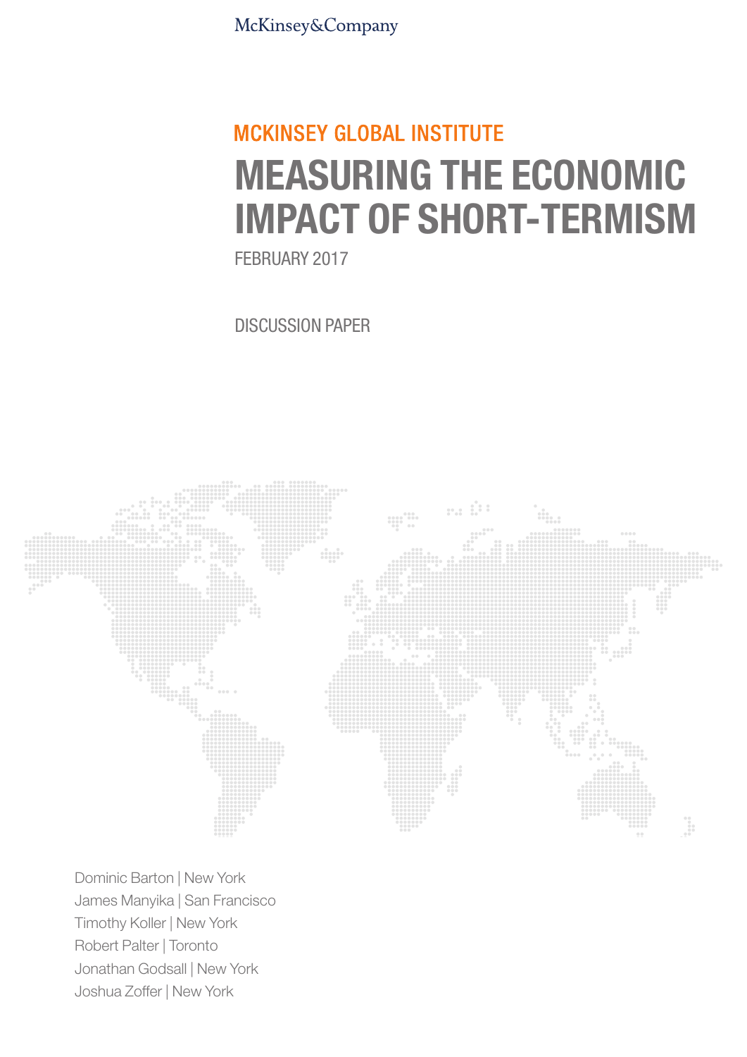McKinsey&Company

MCKINSEY GLOBAL INSTITUTE

# MEASURING THE ECONOMIC IMPACT OF SHORT-TERMISM

FEBRUARY 2017

DISCUSSION PAPER

Dominic Barton | New York
James Manyika | San Francisco
Timothy Koller | New York
Robert Palter | Toronto
Jonathan Godsall | New York
Joshua Zoffer | New York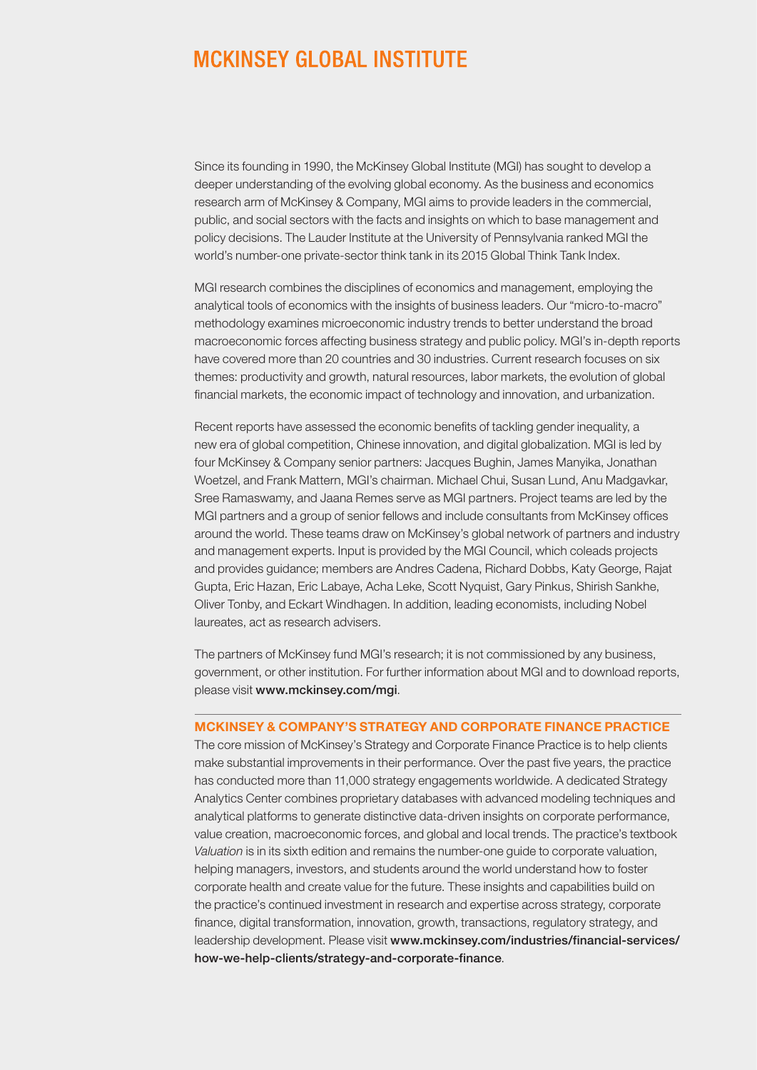# MCKINSEY GLOBAL INSTITUTE

Since its founding in 1990, the McKinsey Global Institute (MGI) has sought to develop a deeper understanding of the evolving global economy. As the business and economics research arm of McKinsey & Company, MGI aims to provide leaders in the commercial, public, and social sectors with the facts and insights on which to base management and policy decisions. The Lauder Institute at the University of Pennsylvania ranked MGI the world's number-one private-sector think tank in its 2015 Global Think Tank Index.

MGI research combines the disciplines of economics and management, employing the analytical tools of economics with the insights of business leaders. Our "micro-to-macro" methodology examines microeconomic industry trends to better understand the broad macroeconomic forces affecting business strategy and public policy. MGI's in-depth reports have covered more than 20 countries and 30 industries. Current research focuses on six themes: productivity and growth, natural resources, labor markets, the evolution of global financial markets, the economic impact of technology and innovation, and urbanization.

Recent reports have assessed the economic benefits of tackling gender inequality, a new era of global competition, Chinese innovation, and digital globalization. MGI is led by four McKinsey & Company senior partners: Jacques Bughin, James Manyika, Jonathan Woetzel, and Frank Mattern, MGI's chairman. Michael Chui, Susan Lund, Anu Madgavkar, Sree Ramaswamy, and Jaana Remes serve as MGI partners. Project teams are led by the MGI partners and a group of senior fellows and include consultants from McKinsey offices around the world. These teams draw on McKinsey's global network of partners and industry and management experts. Input is provided by the MGI Council, which coleads projects and provides guidance; members are Andres Cadena, Richard Dobbs, Katy George, Rajat Gupta, Eric Hazan, Eric Labaye, Acha Leke, Scott Nyquist, Gary Pinkus, Shirish Sankhe, Oliver Tonby, and Eckart Windhagen. In addition, leading economists, including Nobel laureates, act as research advisers.

The partners of McKinsey fund MGI's research; it is not commissioned by any business, government, or other institution. For further information about MGI and to download reports, please visit **www.mckinsey.com/mgi**.

## MCKINSEY & COMPANY'S STRATEGY AND CORPORATE FINANCE PRACTICE

The core mission of McKinsey's Strategy and Corporate Finance Practice is to help clients make substantial improvements in their performance. Over the past five years, the practice has conducted more than 11,000 strategy engagements worldwide. A dedicated Strategy Analytics Center combines proprietary databases with advanced modeling techniques and analytical platforms to generate distinctive data-driven insights on corporate performance, value creation, macroeconomic forces, and global and local trends. The practice's textbook *Valuation* is in its sixth edition and remains the number-one guide to corporate valuation, helping managers, investors, and students around the world understand how to foster corporate health and create value for the future. These insights and capabilities build on the practice's continued investment in research and expertise across strategy, corporate finance, digital transformation, innovation, growth, transactions, regulatory strategy, and leadership development. Please visit **www.mckinsey.com/industries/financial-services/how-we-help-clients/strategy-and-corporate-finance**.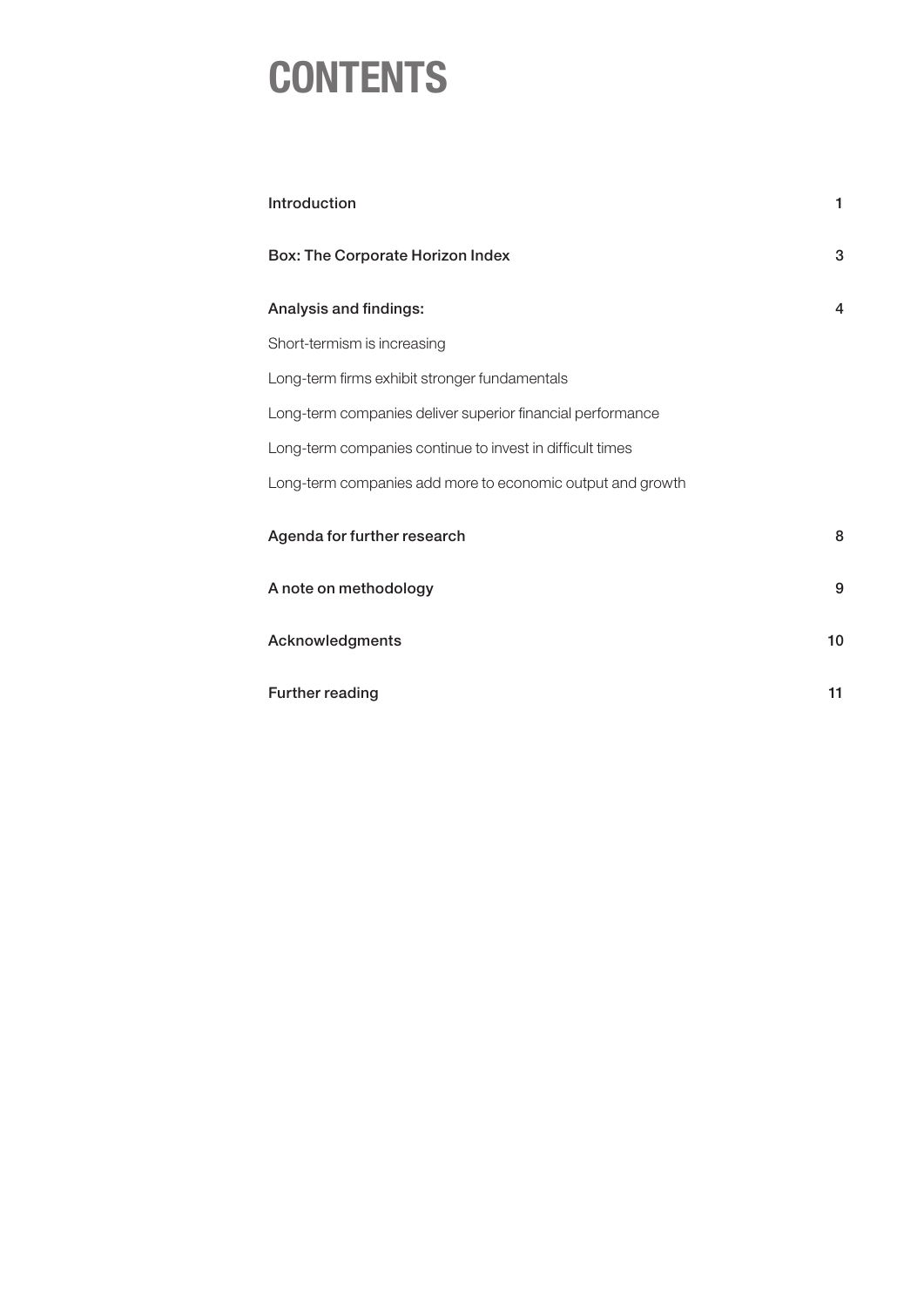# CONTENTS

| | |
|---|---|
| Introduction | 1 |
| Box: The Corporate Horizon Index | 3 |
| Analysis and findings: | 4 |
| Short-termism is increasing | |
| Long-term firms exhibit stronger fundamentals | |
| Long-term companies deliver superior financial performance | |
| Long-term companies continue to invest in difficult times | |
| Long-term companies add more to economic output and growth | |
| Agenda for further research | 8 |
| A note on methodology | 9 |
| Acknowledgments | 10 |
| Further reading | 11 |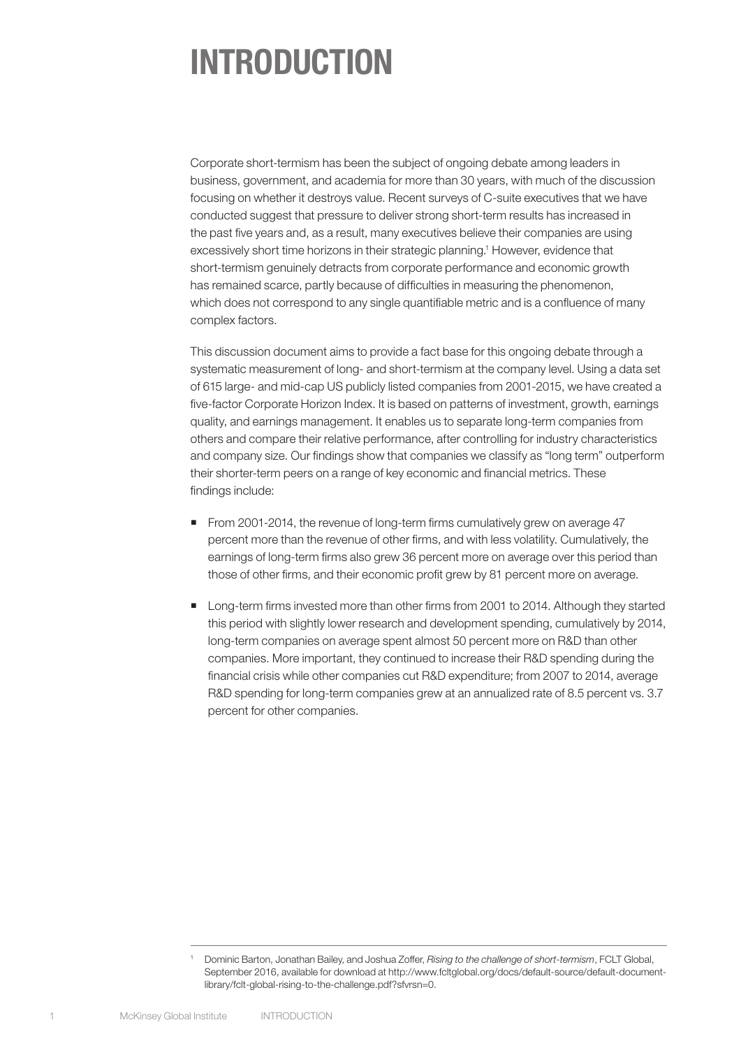# INTRODUCTION

Corporate short-termism has been the subject of ongoing debate among leaders in business, government, and academia for more than 30 years, with much of the discussion focusing on whether it destroys value. Recent surveys of C-suite executives that we have conducted suggest that pressure to deliver strong short-term results has increased in the past five years and, as a result, many executives believe their companies are using excessively short time horizons in their strategic planning.[1] However, evidence that short-termism genuinely detracts from corporate performance and economic growth has remained scarce, partly because of difficulties in measuring the phenomenon, which does not correspond to any single quantifiable metric and is a confluence of many complex factors.

This discussion document aims to provide a fact base for this ongoing debate through a systematic measurement of long- and short-termism at the company level. Using a data set of 615 large- and mid-cap US publicly listed companies from 2001-2015, we have created a five-factor Corporate Horizon Index. It is based on patterns of investment, growth, earnings quality, and earnings management. It enables us to separate long-term companies from others and compare their relative performance, after controlling for industry characteristics and company size. Our findings show that companies we classify as "long term" outperform their shorter-term peers on a range of key economic and financial metrics. These findings include:

- From 2001-2014, the revenue of long-term firms cumulatively grew on average 47 percent more than the revenue of other firms, and with less volatility. Cumulatively, the earnings of long-term firms also grew 36 percent more on average over this period than those of other firms, and their economic profit grew by 81 percent more on average.
- Long-term firms invested more than other firms from 2001 to 2014. Although they started this period with slightly lower research and development spending, cumulatively by 2014, long-term companies on average spent almost 50 percent more on R&D than other companies. More important, they continued to increase their R&D spending during the financial crisis while other companies cut R&D expenditure; from 2007 to 2014, average R&D spending for long-term companies grew at an annualized rate of 8.5 percent vs. 3.7 percent for other companies.

[1] Dominic Barton, Jonathan Bailey, and Joshua Zoffer, *Rising to the challenge of short-termism*, FCLT Global, September 2016, available for download at http://www.fcltglobal.org/docs/default-source/default-document-library/fclt-global-rising-to-the-challenge.pdf?sfvrsn=0.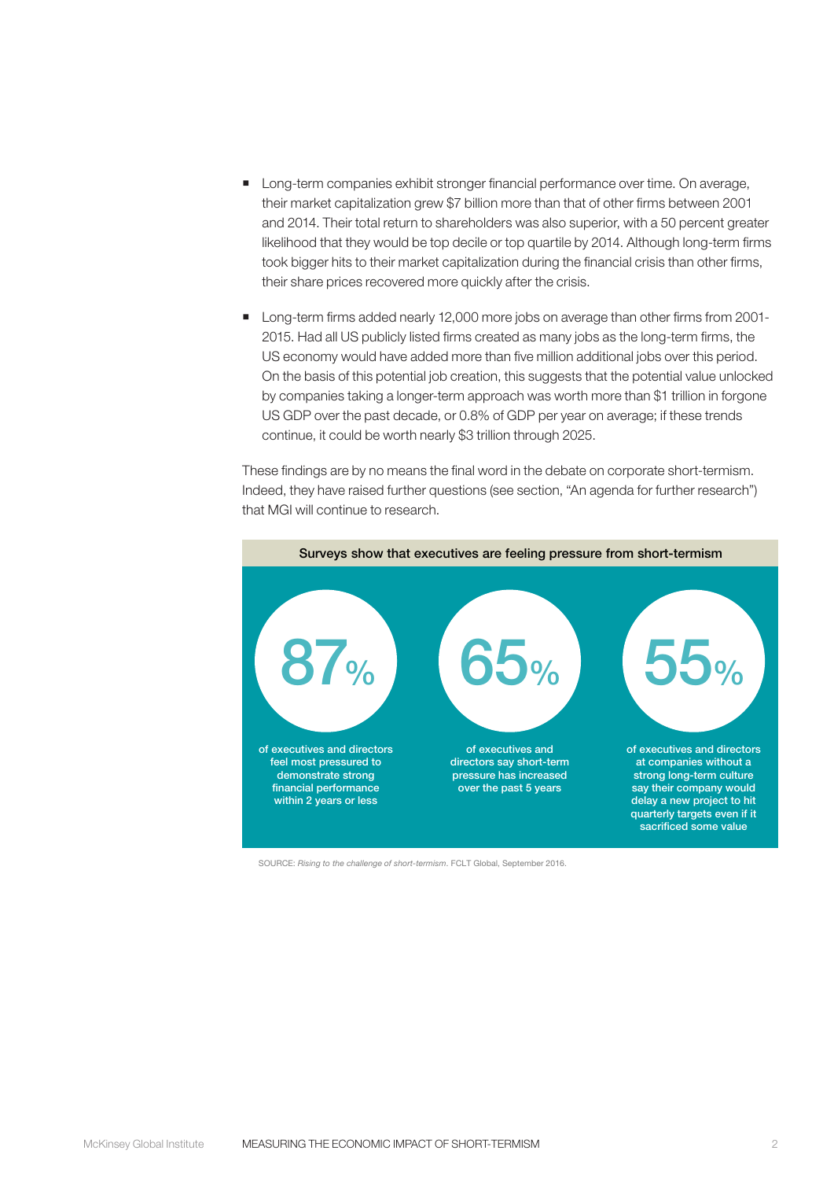- Long-term companies exhibit stronger financial performance over time. On average, their market capitalization grew $7 billion more than that of other firms between 2001 and 2014. Their total return to shareholders was also superior, with a 50 percent greater likelihood that they would be top decile or top quartile by 2014. Although long-term firms took bigger hits to their market capitalization during the financial crisis than other firms, their share prices recovered more quickly after the crisis.

- Long-term firms added nearly 12,000 more jobs on average than other firms from 2001-2015. Had all US publicly listed firms created as many jobs as the long-term firms, the US economy would have added more than five million additional jobs over this period. On the basis of this potential job creation, this suggests that the potential value unlocked by companies taking a longer-term approach was worth more than $1 trillion in forgone US GDP over the past decade, or 0.8% of GDP per year on average; if these trends continue, it could be worth nearly $3 trillion through 2025.

These findings are by no means the final word in the debate on corporate short-termism. Indeed, they have raised further questions (see section, "An agenda for further research") that MGI will continue to research.

**Surveys show that executives are feeling pressure from short-termism**

**87%** of executives and directors feel most pressured to demonstrate strong financial performance within 2 years or less

**65%** of executives and directors say short-term pressure has increased over the past 5 years

**55%** of executives and directors at companies without a strong long-term culture say their company would delay a new project to hit quarterly targets even if it sacrificed some value

SOURCE: *Rising to the challenge of short-termism*. FCLT Global, September 2016.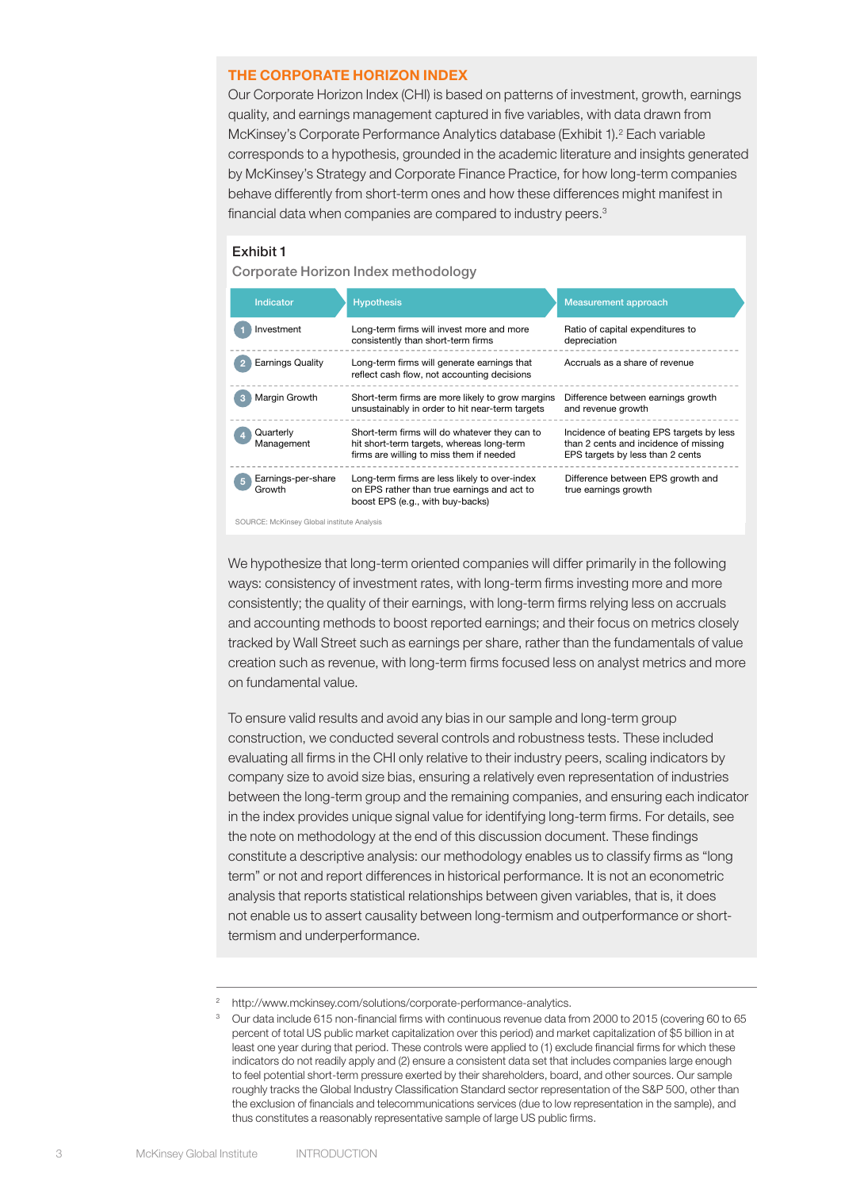## THE CORPORATE HORIZON INDEX

Our Corporate Horizon Index (CHI) is based on patterns of investment, growth, earnings quality, and earnings management captured in five variables, with data drawn from McKinsey's Corporate Performance Analytics database (Exhibit 1).[2] Each variable corresponds to a hypothesis, grounded in the academic literature and insights generated by McKinsey's Strategy and Corporate Finance Practice, for how long-term companies behave differently from short-term ones and how these differences might manifest in financial data when companies are compared to industry peers.[3]

**Exhibit 1**

Corporate Horizon Index methodology

| Indicator | Hypothesis | Measurement approach |
|---|---|---|
| 1 Investment | Long-term firms will invest more and more consistently than short-term firms | Ratio of capital expenditures to depreciation |
| 2 Earnings Quality | Long-term firms will generate earnings that reflect cash flow, not accounting decisions | Accruals as a share of revenue |
| 3 Margin Growth | Short-term firms are more likely to grow margins unsustainably in order to hit near-term targets | Difference between earnings growth and revenue growth |
| 4 Quarterly Management | Short-term firms will do whatever they can to hit short-term targets, whereas long-term firms are willing to miss them if needed | Incidence of beating EPS targets by less than 2 cents and incidence of missing EPS targets by less than 2 cents |
| 5 Earnings-per-share Growth | Long-term firms are less likely to over-index on EPS rather than true earnings and act to boost EPS (e.g., with buy-backs) | Difference between EPS growth and true earnings growth |

SOURCE: McKinsey Global institute Analysis

We hypothesize that long-term oriented companies will differ primarily in the following ways: consistency of investment rates, with long-term firms investing more and more consistently; the quality of their earnings, with long-term firms relying less on accruals and accounting methods to boost reported earnings; and their focus on metrics closely tracked by Wall Street such as earnings per share, rather than the fundamentals of value creation such as revenue, with long-term firms focused less on analyst metrics and more on fundamental value.

To ensure valid results and avoid any bias in our sample and long-term group construction, we conducted several controls and robustness tests. These included evaluating all firms in the CHI only relative to their industry peers, scaling indicators by company size to avoid size bias, ensuring a relatively even representation of industries between the long-term group and the remaining companies, and ensuring each indicator in the index provides unique signal value for identifying long-term firms. For details, see the note on methodology at the end of this discussion document. These findings constitute a descriptive analysis: our methodology enables us to classify firms as "long term" or not and report differences in historical performance. It is not an econometric analysis that reports statistical relationships between given variables, that is, it does not enable us to assert causality between long-termism and outperformance or short-termism and underperformance.

---

[2] http://www.mckinsey.com/solutions/corporate-performance-analytics.

[3] Our data include 615 non-financial firms with continuous revenue data from 2000 to 2015 (covering 60 to 65 percent of total US public market capitalization over this period) and market capitalization of $5 billion in at least one year during that period. These controls were applied to (1) exclude financial firms for which these indicators do not readily apply and (2) ensure a consistent data set that includes companies large enough to feel potential short-term pressure exerted by their shareholders, board, and other sources. Our sample roughly tracks the Global Industry Classification Standard sector representation of the S&P 500, other than the exclusion of financials and telecommunications services (due to low representation in the sample), and thus constitutes a reasonably representative sample of large US public firms.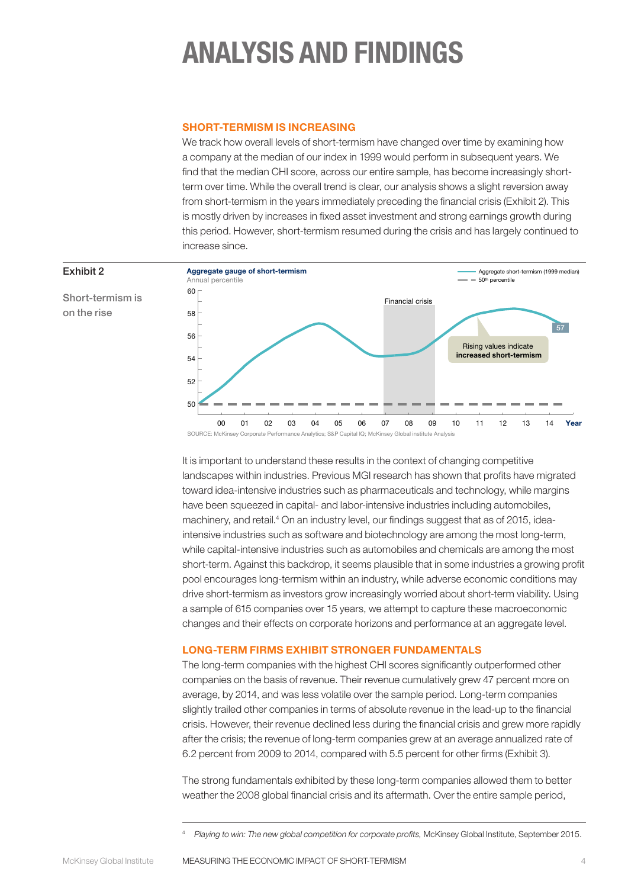# ANALYSIS AND FINDINGS

### SHORT-TERMISM IS INCREASING

We track how overall levels of short-termism have changed over time by examining how a company at the median of our index in 1999 would perform in subsequent years. We find that the median CHI score, across our entire sample, has become increasingly short-term over time. While the overall trend is clear, our analysis shows a slight reversion away from short-termism in the years immediately preceding the financial crisis (Exhibit 2). This is mostly driven by increases in fixed asset investment and strong earnings growth during this period. However, short-termism resumed during the crisis and has largely continued to increase since.

**Exhibit 2**

Short-termism is on the rise

**Aggregate gauge of short-termism**

Annual percentile

— Aggregate short-termism (1999 median)
- - 50th percentile

Financial crisis

Rising values indicate **increased short-termism**

57

Year: 00 01 02 03 04 05 06 07 08 09 10 11 12 13 14

SOURCE: McKinsey Corporate Performance Analytics; S&P Capital IQ; McKinsey Global institute Analysis

It is important to understand these results in the context of changing competitive landscapes within industries. Previous MGI research has shown that profits have migrated toward idea-intensive industries such as pharmaceuticals and technology, while margins have been squeezed in capital- and labor-intensive industries including automobiles, machinery, and retail.[4] On an industry level, our findings suggest that as of 2015, idea-intensive industries such as software and biotechnology are among the most long-term, while capital-intensive industries such as automobiles and chemicals are among the most short-term. Against this backdrop, it seems plausible that in some industries a growing profit pool encourages long-termism within an industry, while adverse economic conditions may drive short-termism as investors grow increasingly worried about short-term viability. Using a sample of 615 companies over 15 years, we attempt to capture these macroeconomic changes and their effects on corporate horizons and performance at an aggregate level.

### LONG-TERM FIRMS EXHIBIT STRONGER FUNDAMENTALS

The long-term companies with the highest CHI scores significantly outperformed other companies on the basis of revenue. Their revenue cumulatively grew 47 percent more on average, by 2014, and was less volatile over the sample period. Long-term companies slightly trailed other companies in terms of absolute revenue in the lead-up to the financial crisis. However, their revenue declined less during the financial crisis and grew more rapidly after the crisis; the revenue of long-term companies grew at an average annualized rate of 6.2 percent from 2009 to 2014, compared with 5.5 percent for other firms (Exhibit 3).

The strong fundamentals exhibited by these long-term companies allowed them to better weather the 2008 global financial crisis and its aftermath. Over the entire sample period,

[4] *Playing to win: The new global competition for corporate profits,* McKinsey Global Institute, September 2015.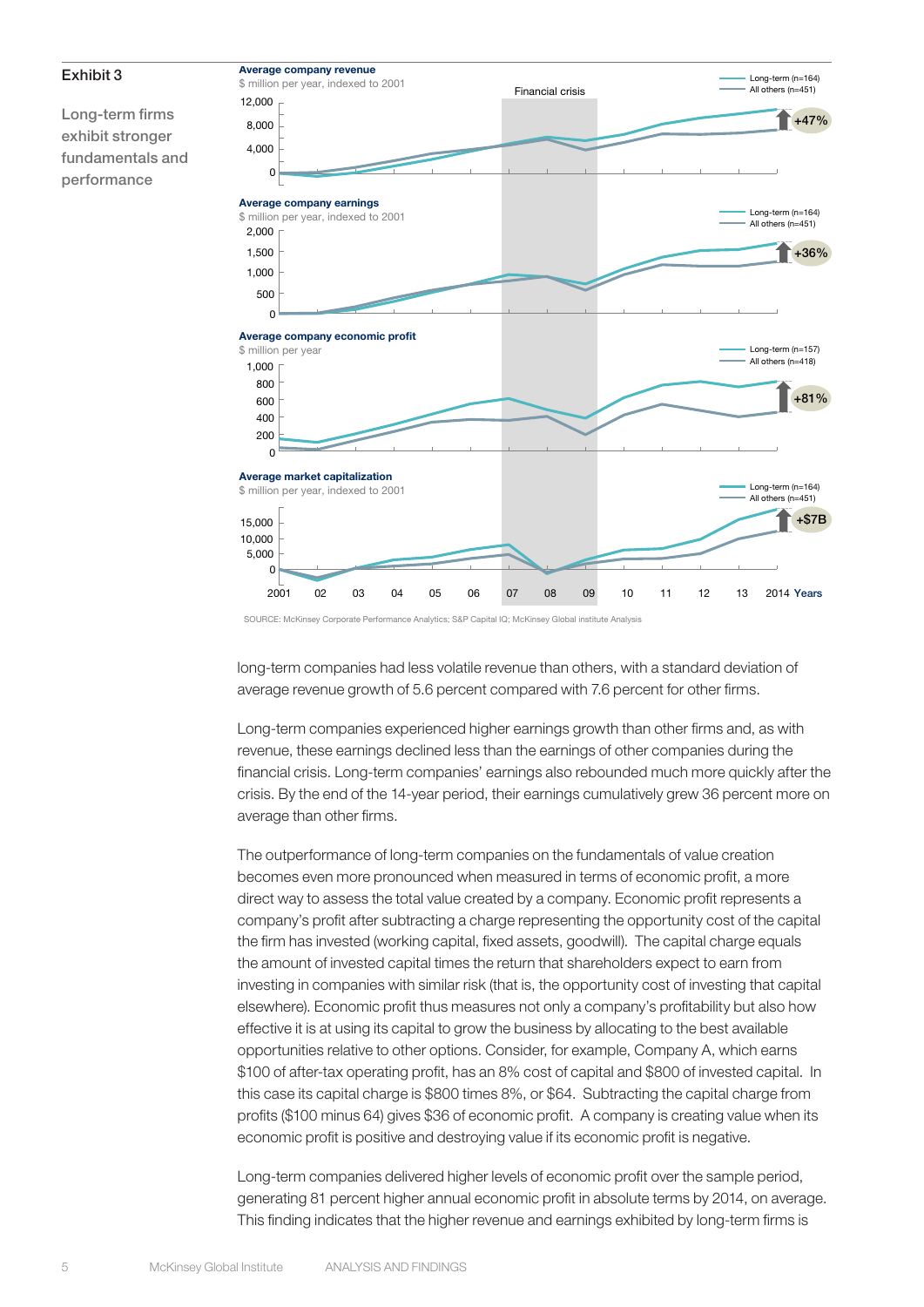## Exhibit 3

Long-term firms exhibit stronger fundamentals and performance

**Average company revenue**
$ million per year, indexed to 2001

Financial crisis

Long-term (n=164)
All others (n=451)

12,000
8,000
4,000
0

+47%

**Average company earnings**
$ million per year, indexed to 2001

Long-term (n=164)
All others (n=451)

2,000
1,500
1,000
500
0

+36%

**Average company economic profit**
$ million per year

Long-term (n=157)
All others (n=418)

1,000
800
600
400
200
0

+81%

**Average market capitalization**
$ million per year, indexed to 2001

Long-term (n=164)
All others (n=451)

15,000
10,000
5,000
0

+$7B

2001 02 03 04 05 06 07 08 09 10 11 12 13 2014 Years

SOURCE: McKinsey Corporate Performance Analytics; S&P Capital IQ; McKinsey Global institute Analysis

long-term companies had less volatile revenue than others, with a standard deviation of average revenue growth of 5.6 percent compared with 7.6 percent for other firms.

Long-term companies experienced higher earnings growth than other firms and, as with revenue, these earnings declined less than the earnings of other companies during the financial crisis. Long-term companies' earnings also rebounded much more quickly after the crisis. By the end of the 14-year period, their earnings cumulatively grew 36 percent more on average than other firms.

The outperformance of long-term companies on the fundamentals of value creation becomes even more pronounced when measured in terms of economic profit, a more direct way to assess the total value created by a company. Economic profit represents a company's profit after subtracting a charge representing the opportunity cost of the capital the firm has invested (working capital, fixed assets, goodwill). The capital charge equals the amount of invested capital times the return that shareholders expect to earn from investing in companies with similar risk (that is, the opportunity cost of investing that capital elsewhere). Economic profit thus measures not only a company's profitability but also how effective it is at using its capital to grow the business by allocating to the best available opportunities relative to other options. Consider, for example, Company A, which earns $100 of after-tax operating profit, has an 8% cost of capital and $800 of invested capital. In this case its capital charge is $800 times 8%, or $64. Subtracting the capital charge from profits ($100 minus 64) gives $36 of economic profit. A company is creating value when its economic profit is positive and destroying value if its economic profit is negative.

Long-term companies delivered higher levels of economic profit over the sample period, generating 81 percent higher annual economic profit in absolute terms by 2014, on average. This finding indicates that the higher revenue and earnings exhibited by long-term firms is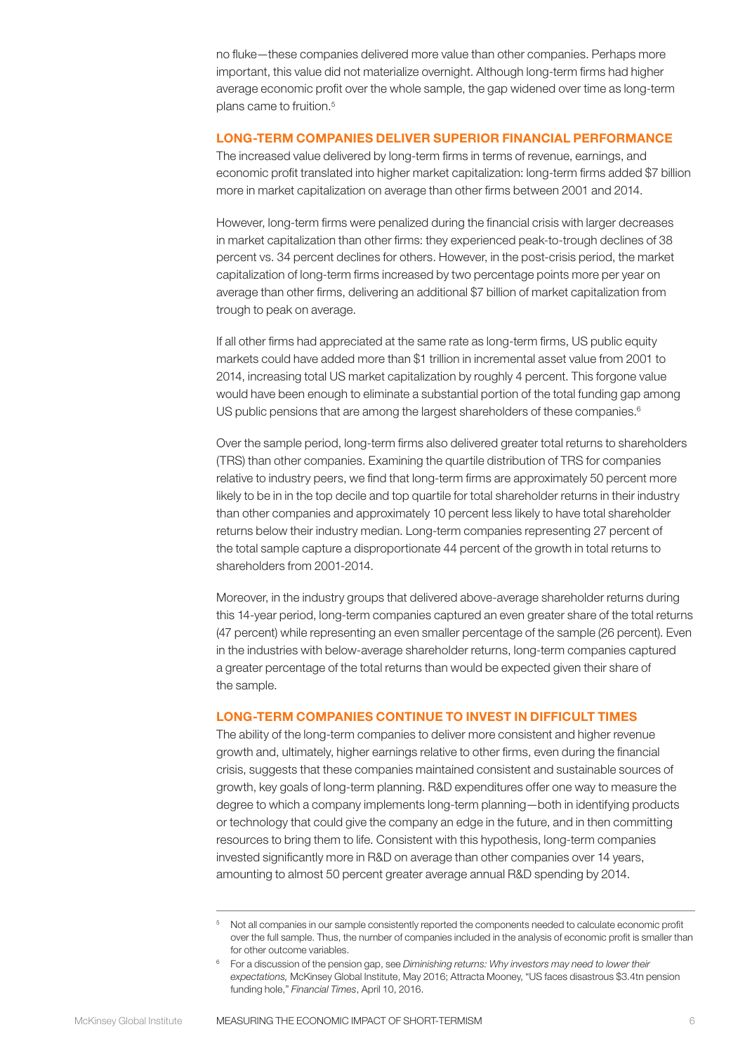no fluke—these companies delivered more value than other companies. Perhaps more important, this value did not materialize overnight. Although long-term firms had higher average economic profit over the whole sample, the gap widened over time as long-term plans came to fruition.[5]

## LONG-TERM COMPANIES DELIVER SUPERIOR FINANCIAL PERFORMANCE

The increased value delivered by long-term firms in terms of revenue, earnings, and economic profit translated into higher market capitalization: long-term firms added $7 billion more in market capitalization on average than other firms between 2001 and 2014.

However, long-term firms were penalized during the financial crisis with larger decreases in market capitalization than other firms: they experienced peak-to-trough declines of 38 percent vs. 34 percent declines for others. However, in the post-crisis period, the market capitalization of long-term firms increased by two percentage points more per year on average than other firms, delivering an additional $7 billion of market capitalization from trough to peak on average.

If all other firms had appreciated at the same rate as long-term firms, US public equity markets could have added more than $1 trillion in incremental asset value from 2001 to 2014, increasing total US market capitalization by roughly 4 percent. This forgone value would have been enough to eliminate a substantial portion of the total funding gap among US public pensions that are among the largest shareholders of these companies.[6]

Over the sample period, long-term firms also delivered greater total returns to shareholders (TRS) than other companies. Examining the quartile distribution of TRS for companies relative to industry peers, we find that long-term firms are approximately 50 percent more likely to be in in the top decile and top quartile for total shareholder returns in their industry than other companies and approximately 10 percent less likely to have total shareholder returns below their industry median. Long-term companies representing 27 percent of the total sample capture a disproportionate 44 percent of the growth in total returns to shareholders from 2001-2014.

Moreover, in the industry groups that delivered above-average shareholder returns during this 14-year period, long-term companies captured an even greater share of the total returns (47 percent) while representing an even smaller percentage of the sample (26 percent). Even in the industries with below-average shareholder returns, long-term companies captured a greater percentage of the total returns than would be expected given their share of the sample.

## LONG-TERM COMPANIES CONTINUE TO INVEST IN DIFFICULT TIMES

The ability of the long-term companies to deliver more consistent and higher revenue growth and, ultimately, higher earnings relative to other firms, even during the financial crisis, suggests that these companies maintained consistent and sustainable sources of growth, key goals of long-term planning. R&D expenditures offer one way to measure the degree to which a company implements long-term planning—both in identifying products or technology that could give the company an edge in the future, and in then committing resources to bring them to life. Consistent with this hypothesis, long-term companies invested significantly more in R&D on average than other companies over 14 years, amounting to almost 50 percent greater average annual R&D spending by 2014.

---

[5] Not all companies in our sample consistently reported the components needed to calculate economic profit over the full sample. Thus, the number of companies included in the analysis of economic profit is smaller than for other outcome variables.

[6] For a discussion of the pension gap, see *Diminishing returns: Why investors may need to lower their expectations,* McKinsey Global Institute, May 2016; Attracta Mooney, "US faces disastrous $3.4tn pension funding hole," *Financial Times*, April 10, 2016.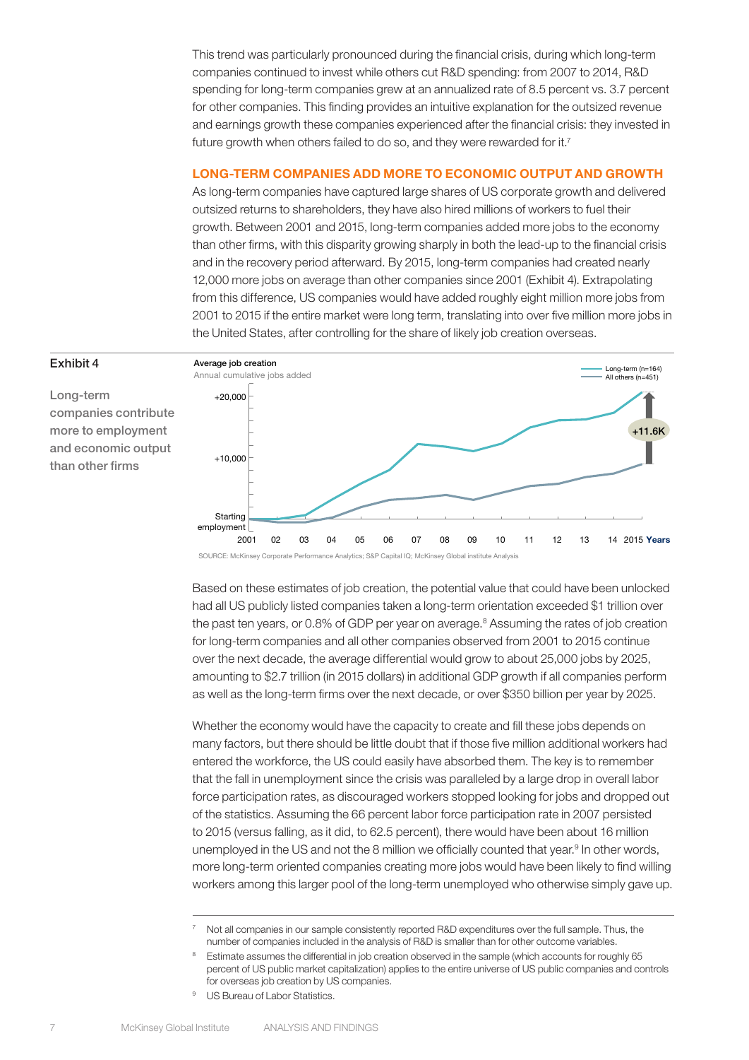This trend was particularly pronounced during the financial crisis, during which long-term companies continued to invest while others cut R&D spending: from 2007 to 2014, R&D spending for long-term companies grew at an annualized rate of 8.5 percent vs. 3.7 percent for other companies. This finding provides an intuitive explanation for the outsized revenue and earnings growth these companies experienced after the financial crisis: they invested in future growth when others failed to do so, and they were rewarded for it.[7]

## LONG-TERM COMPANIES ADD MORE TO ECONOMIC OUTPUT AND GROWTH

As long-term companies have captured large shares of US corporate growth and delivered outsized returns to shareholders, they have also hired millions of workers to fuel their growth. Between 2001 and 2015, long-term companies added more jobs to the economy than other firms, with this disparity growing sharply in both the lead-up to the financial crisis and in the recovery period afterward. By 2015, long-term companies had created nearly 12,000 more jobs on average than other companies since 2001 (Exhibit 4). Extrapolating from this difference, US companies would have added roughly eight million more jobs from 2001 to 2015 if the entire market were long term, translating into over five million more jobs in the United States, after controlling for the share of likely job creation overseas.

**Exhibit 4**

**Long-term companies contribute more to employment and economic output than other firms**

Average job creation
Annual cumulative jobs added

Long-term (n=164)
All others (n=451)

+20,000
+10,000
Starting employment

2001 02 03 04 05 06 07 08 09 10 11 12 13 14 2015 Years

+11.6K

SOURCE: McKinsey Corporate Performance Analytics; S&P Capital IQ; McKinsey Global institute Analysis

Based on these estimates of job creation, the potential value that could have been unlocked had all US publicly listed companies taken a long-term orientation exceeded $1 trillion over the past ten years, or 0.8% of GDP per year on average.[8] Assuming the rates of job creation for long-term companies and all other companies observed from 2001 to 2015 continue over the next decade, the average differential would grow to about 25,000 jobs by 2025, amounting to $2.7 trillion (in 2015 dollars) in additional GDP growth if all companies perform as well as the long-term firms over the next decade, or over $350 billion per year by 2025.

Whether the economy would have the capacity to create and fill these jobs depends on many factors, but there should be little doubt that if those five million additional workers had entered the workforce, the US could easily have absorbed them. The key is to remember that the fall in unemployment since the crisis was paralleled by a large drop in overall labor force participation rates, as discouraged workers stopped looking for jobs and dropped out of the statistics. Assuming the 66 percent labor force participation rate in 2007 persisted to 2015 (versus falling, as it did, to 62.5 percent), there would have been about 16 million unemployed in the US and not the 8 million we officially counted that year.[9] In other words, more long-term oriented companies creating more jobs would have been likely to find willing workers among this larger pool of the long-term unemployed who otherwise simply gave up.

---

[7] Not all companies in our sample consistently reported R&D expenditures over the full sample. Thus, the number of companies included in the analysis of R&D is smaller than for other outcome variables.

[8] Estimate assumes the differential in job creation observed in the sample (which accounts for roughly 65 percent of US public market capitalization) applies to the entire universe of US public companies and controls for overseas job creation by US companies.

[9] US Bureau of Labor Statistics.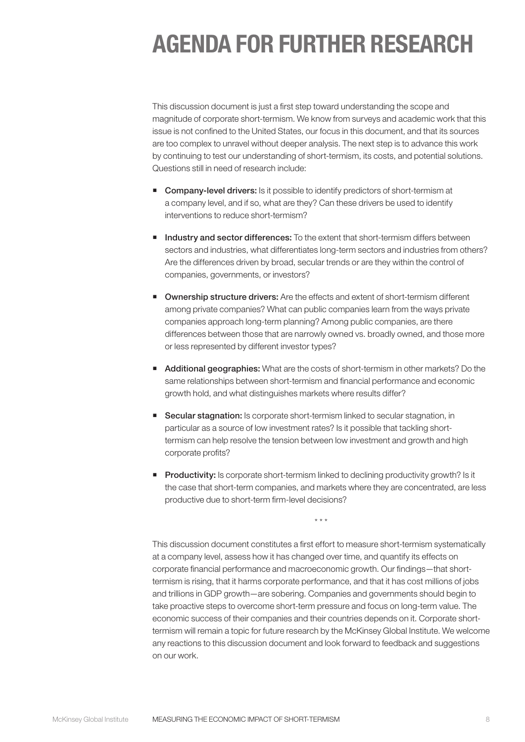# AGENDA FOR FURTHER RESEARCH

This discussion document is just a first step toward understanding the scope and magnitude of corporate short-termism. We know from surveys and academic work that this issue is not confined to the United States, our focus in this document, and that its sources are too complex to unravel without deeper analysis. The next step is to advance this work by continuing to test our understanding of short-termism, its costs, and potential solutions. Questions still in need of research include:

- **Company-level drivers:** Is it possible to identify predictors of short-termism at a company level, and if so, what are they? Can these drivers be used to identify interventions to reduce short-termism?
- **Industry and sector differences:** To the extent that short-termism differs between sectors and industries, what differentiates long-term sectors and industries from others? Are the differences driven by broad, secular trends or are they within the control of companies, governments, or investors?
- **Ownership structure drivers:** Are the effects and extent of short-termism different among private companies? What can public companies learn from the ways private companies approach long-term planning? Among public companies, are there differences between those that are narrowly owned vs. broadly owned, and those more or less represented by different investor types?
- **Additional geographies:** What are the costs of short-termism in other markets? Do the same relationships between short-termism and financial performance and economic growth hold, and what distinguishes markets where results differ?
- **Secular stagnation:** Is corporate short-termism linked to secular stagnation, in particular as a source of low investment rates? Is it possible that tackling short-termism can help resolve the tension between low investment and growth and high corporate profits?
- **Productivity:** Is corporate short-termism linked to declining productivity growth? Is it the case that short-term companies, and markets where they are concentrated, are less productive due to short-term firm-level decisions?

\* \* \*

This discussion document constitutes a first effort to measure short-termism systematically at a company level, assess how it has changed over time, and quantify its effects on corporate financial performance and macroeconomic growth. Our findings—that short-termism is rising, that it harms corporate performance, and that it has cost millions of jobs and trillions in GDP growth—are sobering. Companies and governments should begin to take proactive steps to overcome short-term pressure and focus on long-term value. The economic success of their companies and their countries depends on it. Corporate short-termism will remain a topic for future research by the McKinsey Global Institute. We welcome any reactions to this discussion document and look forward to feedback and suggestions on our work.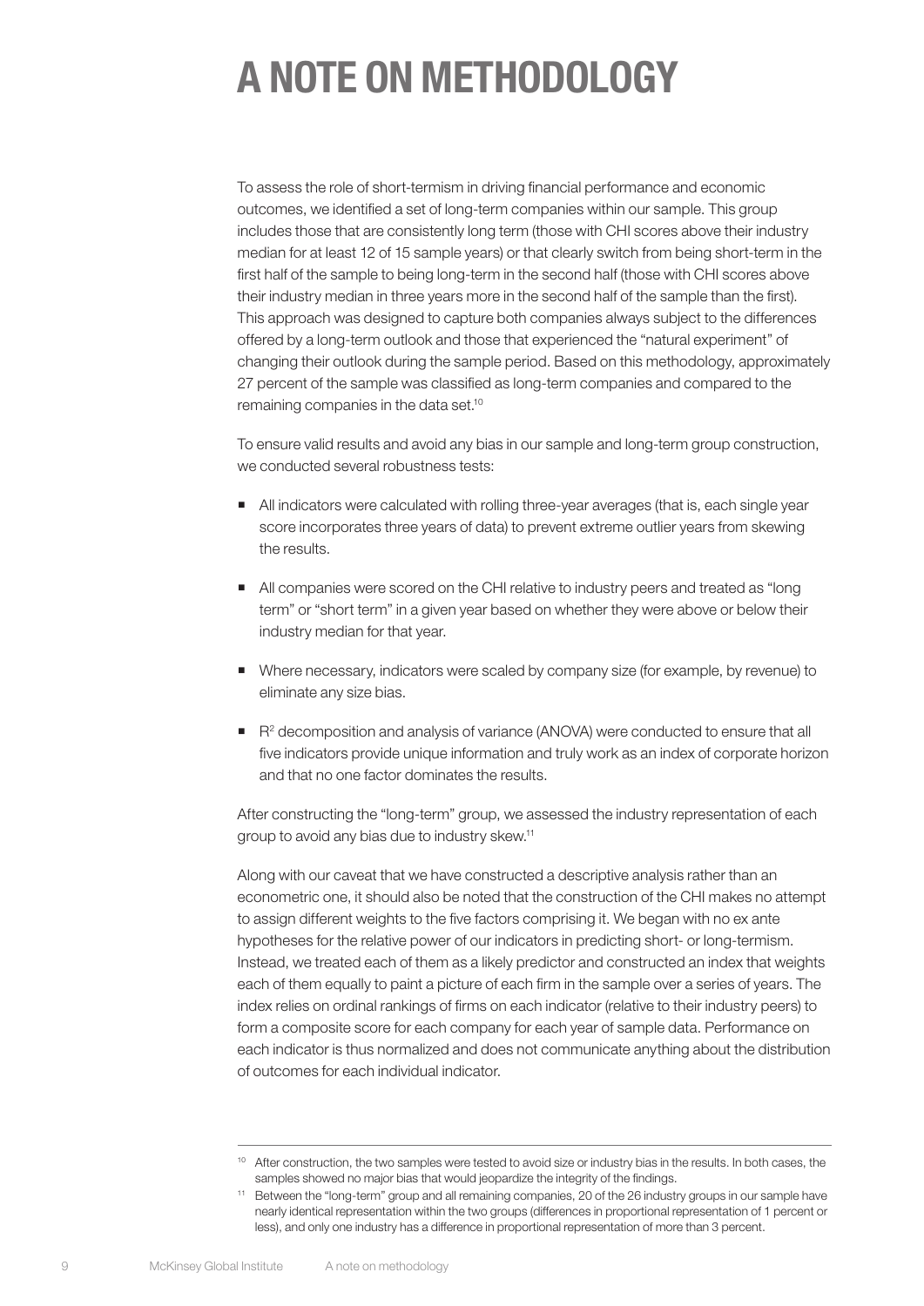# A NOTE ON METHODOLOGY

To assess the role of short-termism in driving financial performance and economic outcomes, we identified a set of long-term companies within our sample. This group includes those that are consistently long term (those with CHI scores above their industry median for at least 12 of 15 sample years) or that clearly switch from being short-term in the first half of the sample to being long-term in the second half (those with CHI scores above their industry median in three years more in the second half of the sample than the first). This approach was designed to capture both companies always subject to the differences offered by a long-term outlook and those that experienced the "natural experiment" of changing their outlook during the sample period. Based on this methodology, approximately 27 percent of the sample was classified as long-term companies and compared to the remaining companies in the data set.[10]

To ensure valid results and avoid any bias in our sample and long-term group construction, we conducted several robustness tests:

- All indicators were calculated with rolling three-year averages (that is, each single year score incorporates three years of data) to prevent extreme outlier years from skewing the results.
- All companies were scored on the CHI relative to industry peers and treated as "long term" or "short term" in a given year based on whether they were above or below their industry median for that year.
- Where necessary, indicators were scaled by company size (for example, by revenue) to eliminate any size bias.
- $R^2$ decomposition and analysis of variance (ANOVA) were conducted to ensure that all five indicators provide unique information and truly work as an index of corporate horizon and that no one factor dominates the results.

After constructing the "long-term" group, we assessed the industry representation of each group to avoid any bias due to industry skew.[11]

Along with our caveat that we have constructed a descriptive analysis rather than an econometric one, it should also be noted that the construction of the CHI makes no attempt to assign different weights to the five factors comprising it. We began with no ex ante hypotheses for the relative power of our indicators in predicting short- or long-termism. Instead, we treated each of them as a likely predictor and constructed an index that weights each of them equally to paint a picture of each firm in the sample over a series of years. The index relies on ordinal rankings of firms on each indicator (relative to their industry peers) to form a composite score for each company for each year of sample data. Performance on each indicator is thus normalized and does not communicate anything about the distribution of outcomes for each individual indicator.

---

[10] After construction, the two samples were tested to avoid size or industry bias in the results. In both cases, the samples showed no major bias that would jeopardize the integrity of the findings.

[11] Between the "long-term" group and all remaining companies, 20 of the 26 industry groups in our sample have nearly identical representation within the two groups (differences in proportional representation of 1 percent or less), and only one industry has a difference in proportional representation of more than 3 percent.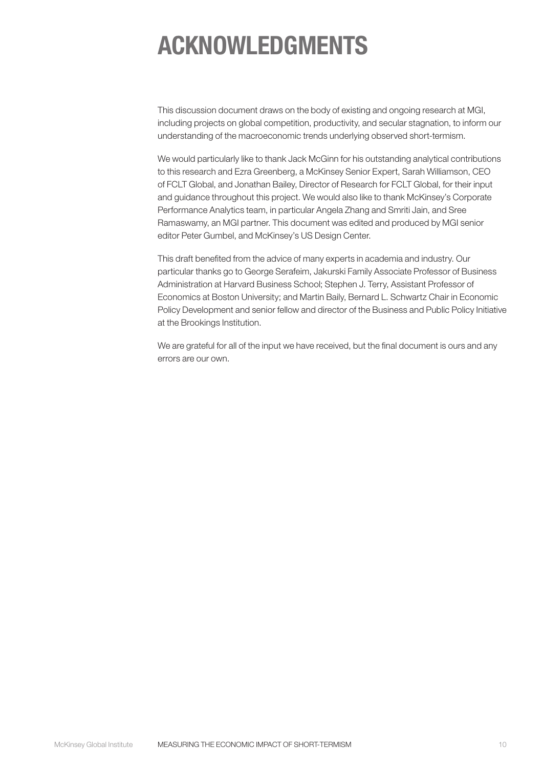# ACKNOWLEDGMENTS

This discussion document draws on the body of existing and ongoing research at MGI, including projects on global competition, productivity, and secular stagnation, to inform our understanding of the macroeconomic trends underlying observed short-termism.

We would particularly like to thank Jack McGinn for his outstanding analytical contributions to this research and Ezra Greenberg, a McKinsey Senior Expert, Sarah Williamson, CEO of FCLT Global, and Jonathan Bailey, Director of Research for FCLT Global, for their input and guidance throughout this project. We would also like to thank McKinsey's Corporate Performance Analytics team, in particular Angela Zhang and Smriti Jain, and Sree Ramaswamy, an MGI partner. This document was edited and produced by MGI senior editor Peter Gumbel, and McKinsey's US Design Center.

This draft benefited from the advice of many experts in academia and industry. Our particular thanks go to George Serafeim, Jakurski Family Associate Professor of Business Administration at Harvard Business School; Stephen J. Terry, Assistant Professor of Economics at Boston University; and Martin Baily, Bernard L. Schwartz Chair in Economic Policy Development and senior fellow and director of the Business and Public Policy Initiative at the Brookings Institution.

We are grateful for all of the input we have received, but the final document is ours and any errors are our own.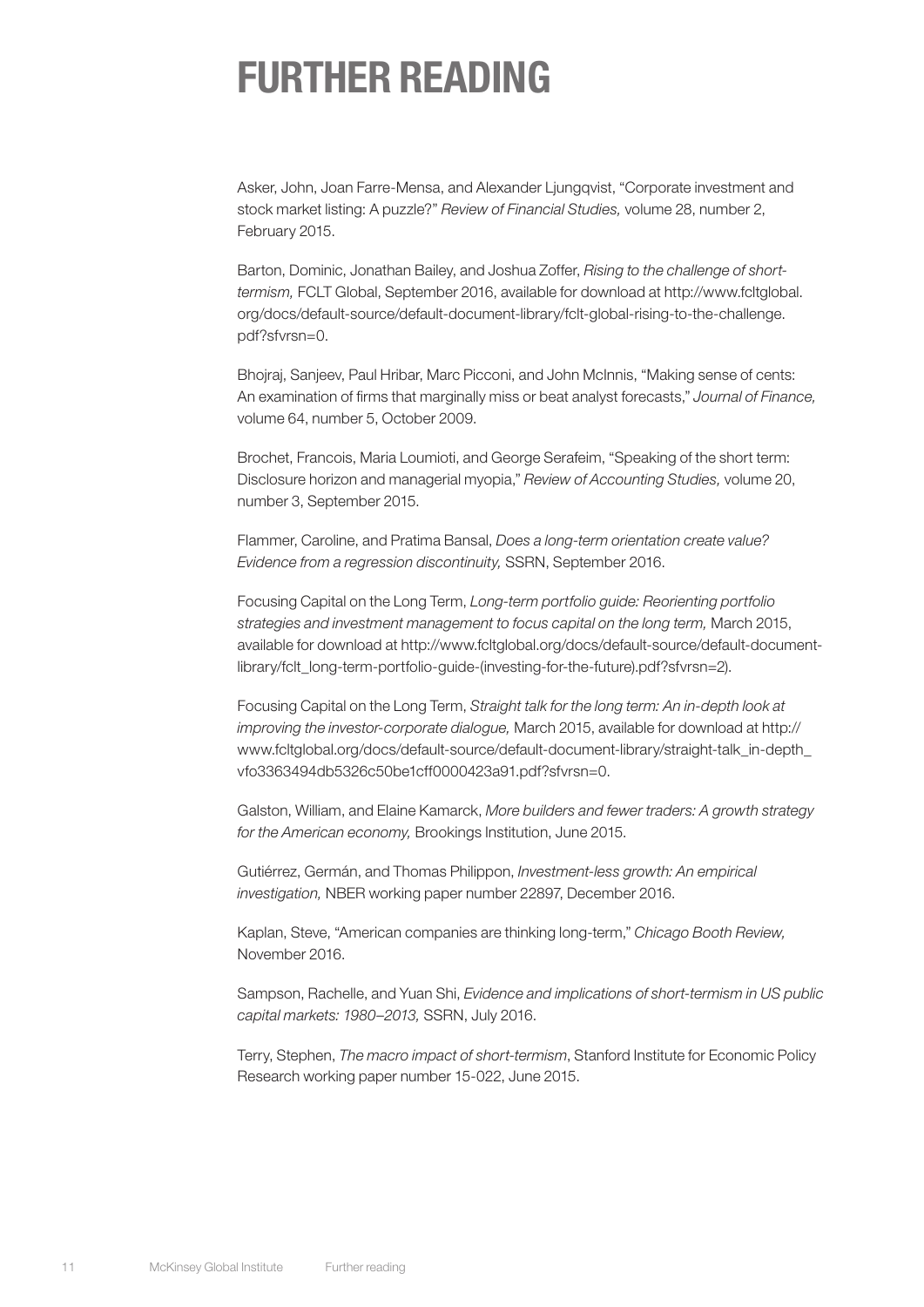# FURTHER READING

Asker, John, Joan Farre-Mensa, and Alexander Ljungqvist, "Corporate investment and stock market listing: A puzzle?" *Review of Financial Studies,* volume 28, number 2, February 2015.

Barton, Dominic, Jonathan Bailey, and Joshua Zoffer, *Rising to the challenge of short-termism,* FCLT Global, September 2016, available for download at http://www.fcltglobal.org/docs/default-source/default-document-library/fclt-global-rising-to-the-challenge.pdf?sfvrsn=0.

Bhojraj, Sanjeev, Paul Hribar, Marc Picconi, and John McInnis, "Making sense of cents: An examination of firms that marginally miss or beat analyst forecasts," *Journal of Finance,* volume 64, number 5, October 2009.

Brochet, Francois, Maria Loumioti, and George Serafeim, "Speaking of the short term: Disclosure horizon and managerial myopia," *Review of Accounting Studies,* volume 20, number 3, September 2015.

Flammer, Caroline, and Pratima Bansal, *Does a long-term orientation create value? Evidence from a regression discontinuity,* SSRN, September 2016.

Focusing Capital on the Long Term, *Long-term portfolio guide: Reorienting portfolio strategies and investment management to focus capital on the long term,* March 2015, available for download at http://www.fcltglobal.org/docs/default-source/default-document-library/fclt_long-term-portfolio-guide-(investing-for-the-future).pdf?sfvrsn=2).

Focusing Capital on the Long Term, *Straight talk for the long term: An in-depth look at improving the investor-corporate dialogue,* March 2015, available for download at http://www.fcltglobal.org/docs/default-source/default-document-library/straight-talk_in-depth_vfo3363494db5326c50be1cff0000423a91.pdf?sfvrsn=0.

Galston, William, and Elaine Kamarck, *More builders and fewer traders: A growth strategy for the American economy,* Brookings Institution, June 2015.

Gutiérrez, Germán, and Thomas Philippon, *Investment-less growth: An empirical investigation,* NBER working paper number 22897, December 2016.

Kaplan, Steve, "American companies are thinking long-term," *Chicago Booth Review,* November 2016.

Sampson, Rachelle, and Yuan Shi, *Evidence and implications of short-termism in US public capital markets: 1980–2013,* SSRN, July 2016.

Terry, Stephen, *The macro impact of short-termism*, Stanford Institute for Economic Policy Research working paper number 15-022, June 2015.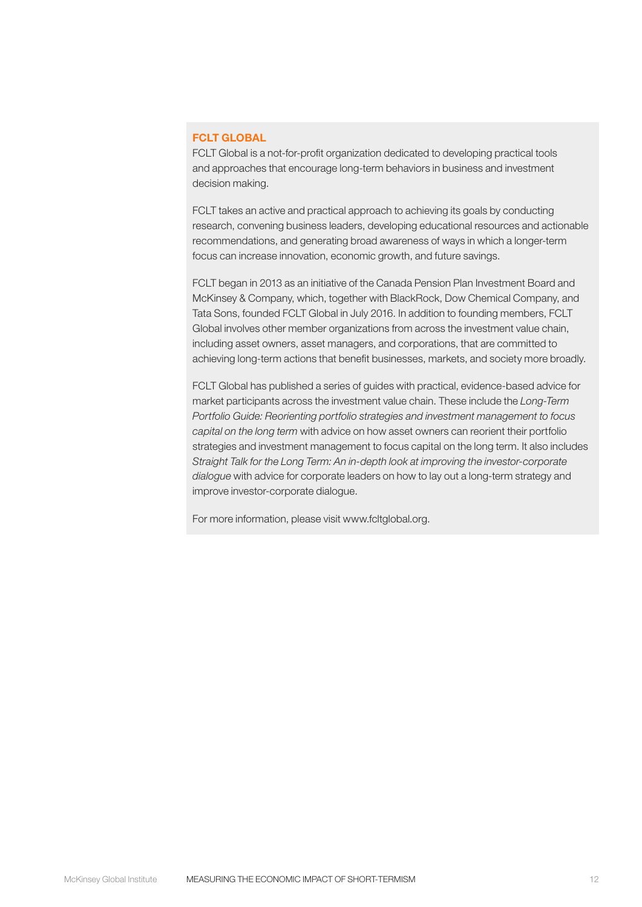## FCLT GLOBAL

FCLT Global is a not-for-profit organization dedicated to developing practical tools and approaches that encourage long-term behaviors in business and investment decision making.

FCLT takes an active and practical approach to achieving its goals by conducting research, convening business leaders, developing educational resources and actionable recommendations, and generating broad awareness of ways in which a longer-term focus can increase innovation, economic growth, and future savings.

FCLT began in 2013 as an initiative of the Canada Pension Plan Investment Board and McKinsey & Company, which, together with BlackRock, Dow Chemical Company, and Tata Sons, founded FCLT Global in July 2016. In addition to founding members, FCLT Global involves other member organizations from across the investment value chain, including asset owners, asset managers, and corporations, that are committed to achieving long-term actions that benefit businesses, markets, and society more broadly.

FCLT Global has published a series of guides with practical, evidence-based advice for market participants across the investment value chain. These include the *Long-Term Portfolio Guide: Reorienting portfolio strategies and investment management to focus capital on the long term* with advice on how asset owners can reorient their portfolio strategies and investment management to focus capital on the long term. It also includes *Straight Talk for the Long Term: An in-depth look at improving the investor-corporate dialogue* with advice for corporate leaders on how to lay out a long-term strategy and improve investor-corporate dialogue.

For more information, please visit www.fcltglobal.org.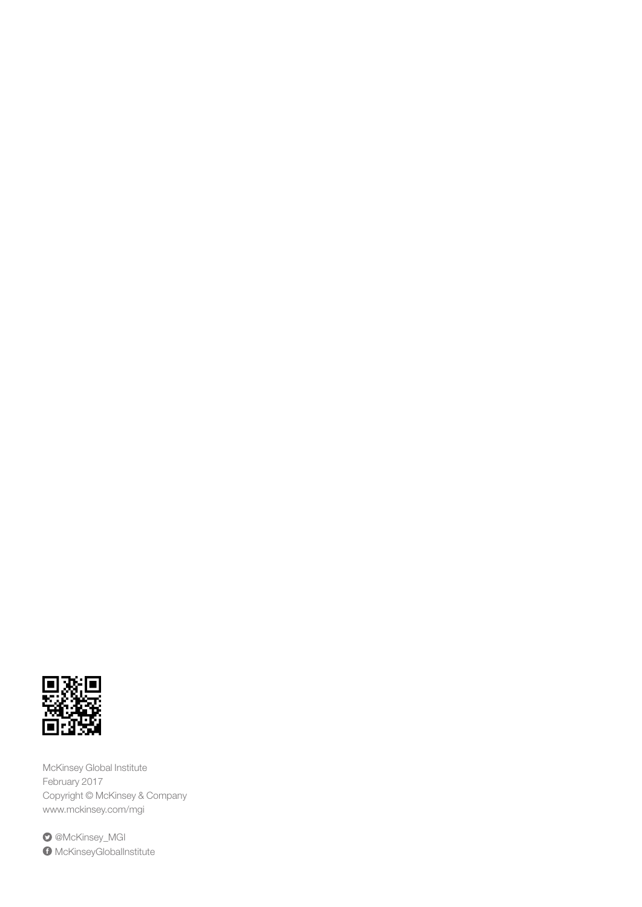McKinsey Global Institute
February 2017
Copyright © McKinsey & Company
www.mckinsey.com/mgi

@McKinsey_MGI
McKinseyGlobalInstitute